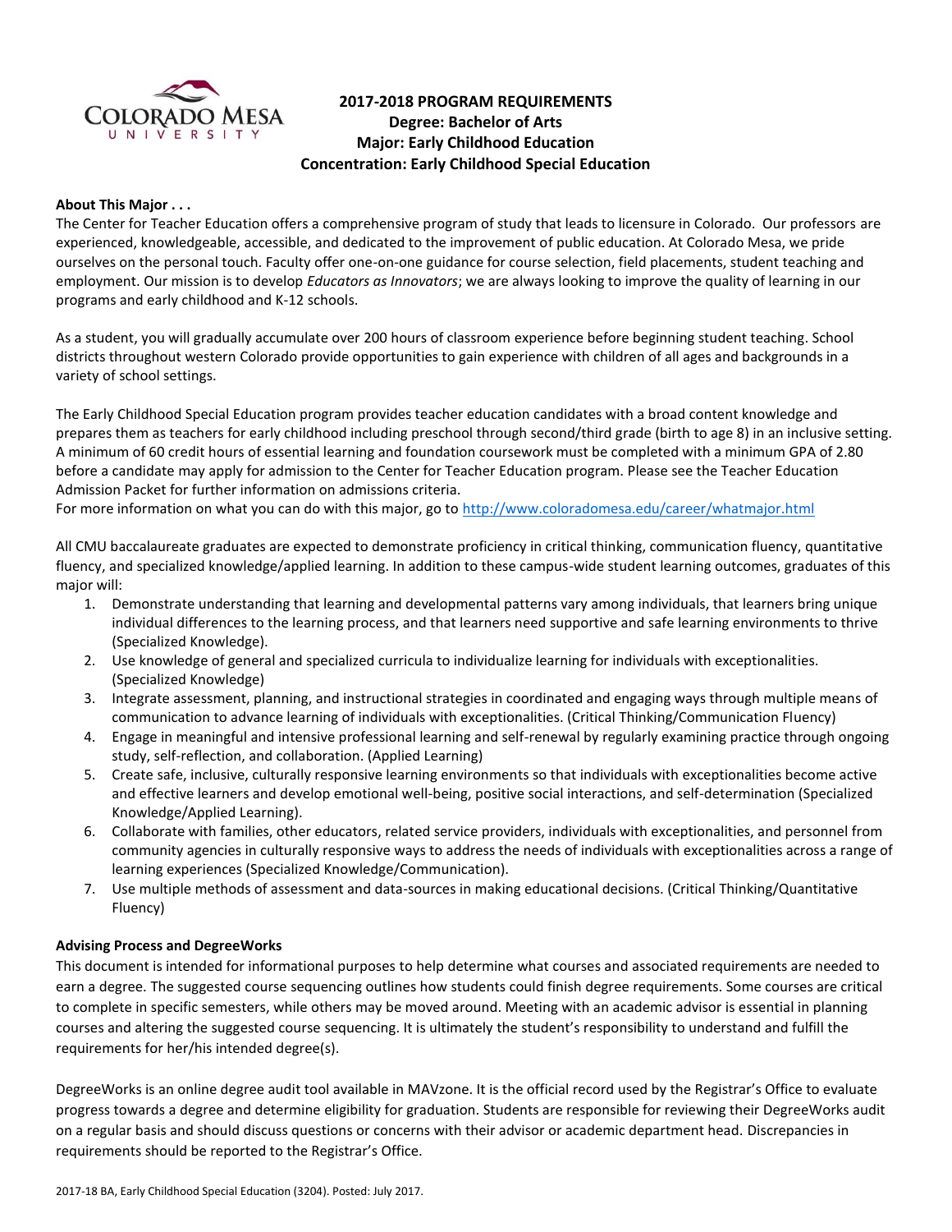# 2017-2018 PROGRAM REQUIREMENTS
## Degree: Bachelor of Arts
## Major: Early Childhood Education
## Concentration: Early Childhood Special Education

**About This Major . . .**

The Center for Teacher Education offers a comprehensive program of study that leads to licensure in Colorado. Our professors are experienced, knowledgeable, accessible, and dedicated to the improvement of public education. At Colorado Mesa, we pride ourselves on the personal touch. Faculty offer one-on-one guidance for course selection, field placements, student teaching and employment. Our mission is to develop *Educators as Innovators*; we are always looking to improve the quality of learning in our programs and early childhood and K-12 schools.

As a student, you will gradually accumulate over 200 hours of classroom experience before beginning student teaching. School districts throughout western Colorado provide opportunities to gain experience with children of all ages and backgrounds in a variety of school settings.

The Early Childhood Special Education program provides teacher education candidates with a broad content knowledge and prepares them as teachers for early childhood including preschool through second/third grade (birth to age 8) in an inclusive setting. A minimum of 60 credit hours of essential learning and foundation coursework must be completed with a minimum GPA of 2.80 before a candidate may apply for admission to the Center for Teacher Education program. Please see the Teacher Education Admission Packet for further information on admissions criteria.
For more information on what you can do with this major, go to http://www.coloradomesa.edu/career/whatmajor.html

All CMU baccalaureate graduates are expected to demonstrate proficiency in critical thinking, communication fluency, quantitative fluency, and specialized knowledge/applied learning. In addition to these campus-wide student learning outcomes, graduates of this major will:

1. Demonstrate understanding that learning and developmental patterns vary among individuals, that learners bring unique individual differences to the learning process, and that learners need supportive and safe learning environments to thrive (Specialized Knowledge).
2. Use knowledge of general and specialized curricula to individualize learning for individuals with exceptionalities. (Specialized Knowledge)
3. Integrate assessment, planning, and instructional strategies in coordinated and engaging ways through multiple means of communication to advance learning of individuals with exceptionalities. (Critical Thinking/Communication Fluency)
4. Engage in meaningful and intensive professional learning and self-renewal by regularly examining practice through ongoing study, self-reflection, and collaboration. (Applied Learning)
5. Create safe, inclusive, culturally responsive learning environments so that individuals with exceptionalities become active and effective learners and develop emotional well-being, positive social interactions, and self-determination (Specialized Knowledge/Applied Learning).
6. Collaborate with families, other educators, related service providers, individuals with exceptionalities, and personnel from community agencies in culturally responsive ways to address the needs of individuals with exceptionalities across a range of learning experiences (Specialized Knowledge/Communication).
7. Use multiple methods of assessment and data-sources in making educational decisions. (Critical Thinking/Quantitative Fluency)

**Advising Process and DegreeWorks**

This document is intended for informational purposes to help determine what courses and associated requirements are needed to earn a degree. The suggested course sequencing outlines how students could finish degree requirements. Some courses are critical to complete in specific semesters, while others may be moved around. Meeting with an academic advisor is essential in planning courses and altering the suggested course sequencing. It is ultimately the student's responsibility to understand and fulfill the requirements for her/his intended degree(s).

DegreeWorks is an online degree audit tool available in MAVzone. It is the official record used by the Registrar's Office to evaluate progress towards a degree and determine eligibility for graduation. Students are responsible for reviewing their DegreeWorks audit on a regular basis and should discuss questions or concerns with their advisor or academic department head. Discrepancies in requirements should be reported to the Registrar's Office.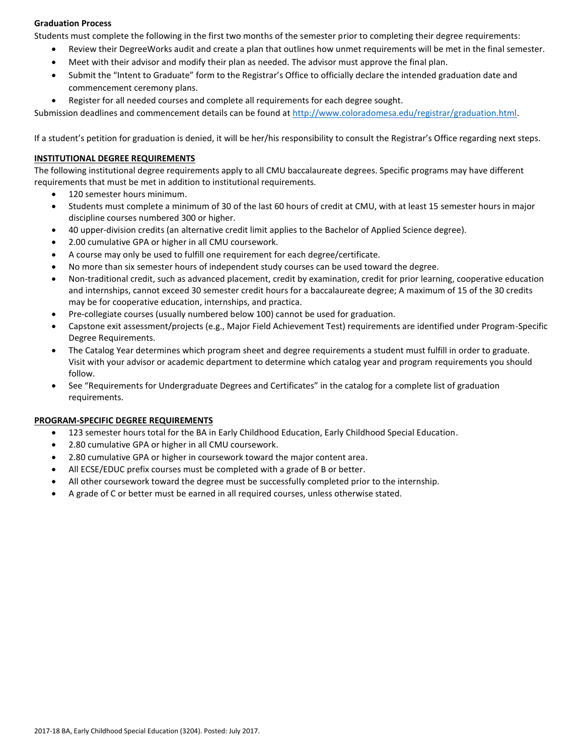**Graduation Process**

Students must complete the following in the first two months of the semester prior to completing their degree requirements:

- Review their DegreeWorks audit and create a plan that outlines how unmet requirements will be met in the final semester.
- Meet with their advisor and modify their plan as needed. The advisor must approve the final plan.
- Submit the "Intent to Graduate" form to the Registrar's Office to officially declare the intended graduation date and commencement ceremony plans.
- Register for all needed courses and complete all requirements for each degree sought.

Submission deadlines and commencement details can be found at http://www.coloradomesa.edu/registrar/graduation.html.

If a student's petition for graduation is denied, it will be her/his responsibility to consult the Registrar's Office regarding next steps.

## INSTITUTIONAL DEGREE REQUIREMENTS

The following institutional degree requirements apply to all CMU baccalaureate degrees. Specific programs may have different requirements that must be met in addition to institutional requirements.

- 120 semester hours minimum.
- Students must complete a minimum of 30 of the last 60 hours of credit at CMU, with at least 15 semester hours in major discipline courses numbered 300 or higher.
- 40 upper-division credits (an alternative credit limit applies to the Bachelor of Applied Science degree).
- 2.00 cumulative GPA or higher in all CMU coursework.
- A course may only be used to fulfill one requirement for each degree/certificate.
- No more than six semester hours of independent study courses can be used toward the degree.
- Non-traditional credit, such as advanced placement, credit by examination, credit for prior learning, cooperative education and internships, cannot exceed 30 semester credit hours for a baccalaureate degree; A maximum of 15 of the 30 credits may be for cooperative education, internships, and practica.
- Pre-collegiate courses (usually numbered below 100) cannot be used for graduation.
- Capstone exit assessment/projects (e.g., Major Field Achievement Test) requirements are identified under Program-Specific Degree Requirements.
- The Catalog Year determines which program sheet and degree requirements a student must fulfill in order to graduate. Visit with your advisor or academic department to determine which catalog year and program requirements you should follow.
- See "Requirements for Undergraduate Degrees and Certificates" in the catalog for a complete list of graduation requirements.

## PROGRAM-SPECIFIC DEGREE REQUIREMENTS

- 123 semester hours total for the BA in Early Childhood Education, Early Childhood Special Education.
- 2.80 cumulative GPA or higher in all CMU coursework.
- 2.80 cumulative GPA or higher in coursework toward the major content area.
- All ECSE/EDUC prefix courses must be completed with a grade of B or better.
- All other coursework toward the degree must be successfully completed prior to the internship.
- A grade of C or better must be earned in all required courses, unless otherwise stated.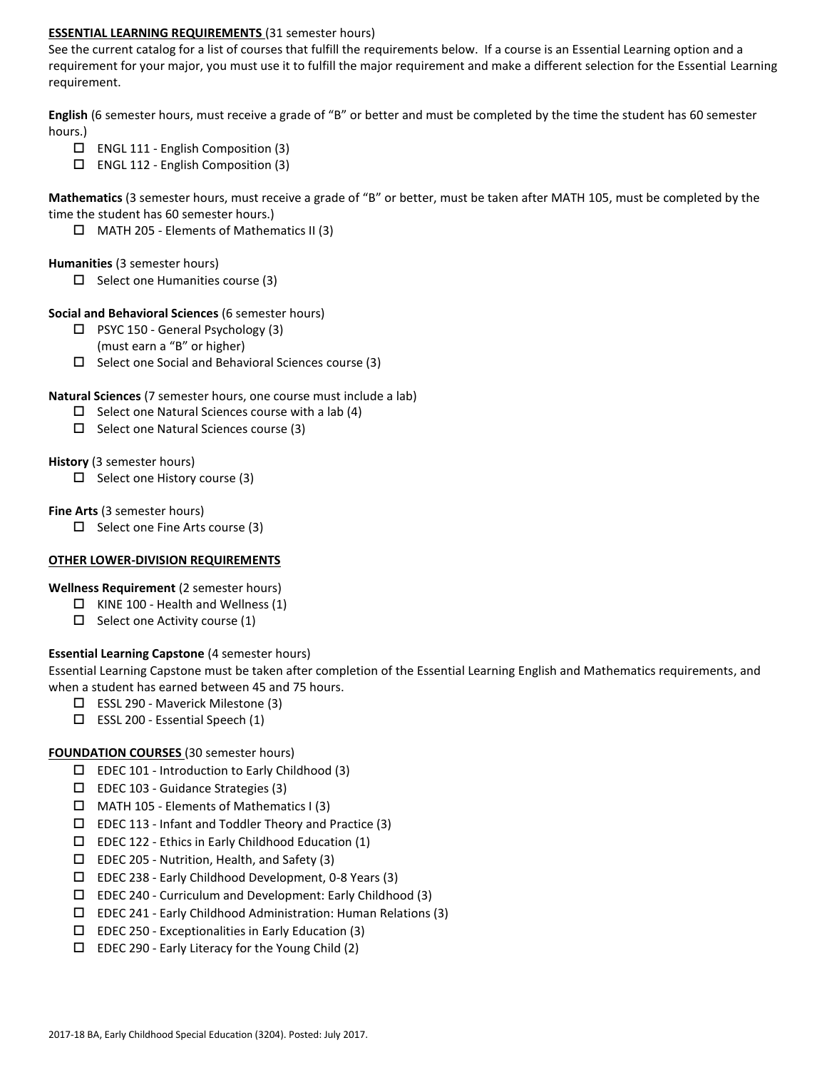## ESSENTIAL LEARNING REQUIREMENTS (31 semester hours)

See the current catalog for a list of courses that fulfill the requirements below. If a course is an Essential Learning option and a requirement for your major, you must use it to fulfill the major requirement and make a different selection for the Essential Learning requirement.

**English** (6 semester hours, must receive a grade of "B" or better and must be completed by the time the student has 60 semester hours.)

- ☐ ENGL 111 - English Composition (3)
- ☐ ENGL 112 - English Composition (3)

**Mathematics** (3 semester hours, must receive a grade of "B" or better, must be taken after MATH 105, must be completed by the time the student has 60 semester hours.)

- ☐ MATH 205 - Elements of Mathematics II (3)

**Humanities** (3 semester hours)

- ☐ Select one Humanities course (3)

**Social and Behavioral Sciences** (6 semester hours)

- ☐ PSYC 150 - General Psychology (3)
  (must earn a "B" or higher)
- ☐ Select one Social and Behavioral Sciences course (3)

**Natural Sciences** (7 semester hours, one course must include a lab)

- ☐ Select one Natural Sciences course with a lab (4)
- ☐ Select one Natural Sciences course (3)

**History** (3 semester hours)

- ☐ Select one History course (3)

**Fine Arts** (3 semester hours)

- ☐ Select one Fine Arts course (3)

## OTHER LOWER-DIVISION REQUIREMENTS

**Wellness Requirement** (2 semester hours)

- ☐ KINE 100 - Health and Wellness (1)
- ☐ Select one Activity course (1)

**Essential Learning Capstone** (4 semester hours)

Essential Learning Capstone must be taken after completion of the Essential Learning English and Mathematics requirements, and when a student has earned between 45 and 75 hours.

- ☐ ESSL 290 - Maverick Milestone (3)
- ☐ ESSL 200 - Essential Speech (1)

## FOUNDATION COURSES (30 semester hours)

- ☐ EDEC 101 - Introduction to Early Childhood (3)
- ☐ EDEC 103 - Guidance Strategies (3)
- ☐ MATH 105 - Elements of Mathematics I (3)
- ☐ EDEC 113 - Infant and Toddler Theory and Practice (3)
- ☐ EDEC 122 - Ethics in Early Childhood Education (1)
- ☐ EDEC 205 - Nutrition, Health, and Safety (3)
- ☐ EDEC 238 - Early Childhood Development, 0-8 Years (3)
- ☐ EDEC 240 - Curriculum and Development: Early Childhood (3)
- ☐ EDEC 241 - Early Childhood Administration: Human Relations (3)
- ☐ EDEC 250 - Exceptionalities in Early Education (3)
- ☐ EDEC 290 - Early Literacy for the Young Child (2)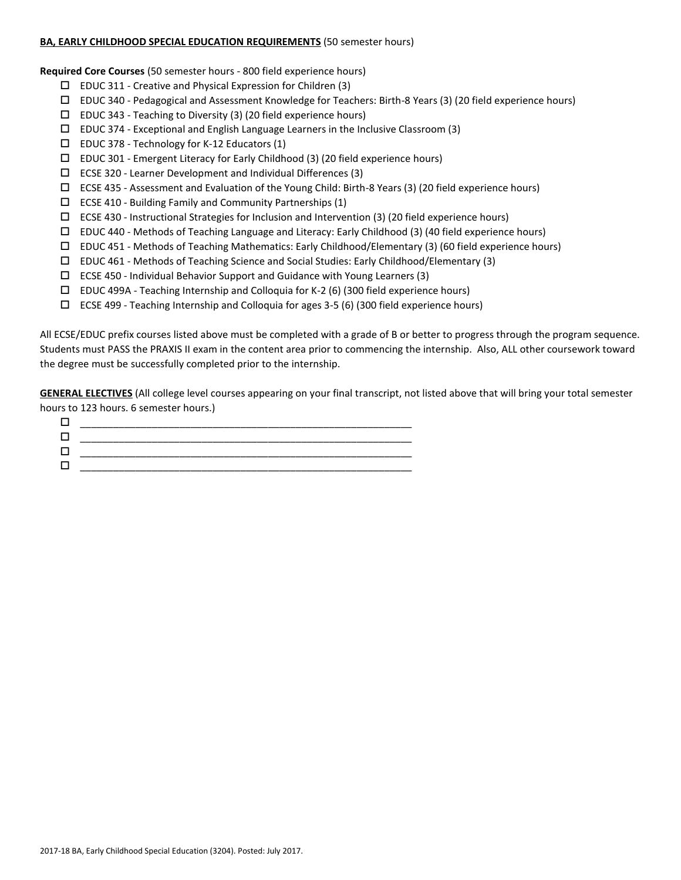**BA, EARLY CHILDHOOD SPECIAL EDUCATION REQUIREMENTS** (50 semester hours)

**Required Core Courses** (50 semester hours - 800 field experience hours)

- ☐ EDUC 311 - Creative and Physical Expression for Children (3)
- ☐ EDUC 340 - Pedagogical and Assessment Knowledge for Teachers: Birth-8 Years (3) (20 field experience hours)
- ☐ EDUC 343 - Teaching to Diversity (3) (20 field experience hours)
- ☐ EDUC 374 - Exceptional and English Language Learners in the Inclusive Classroom (3)
- ☐ EDUC 378 - Technology for K-12 Educators (1)
- ☐ EDUC 301 - Emergent Literacy for Early Childhood (3) (20 field experience hours)
- ☐ ECSE 320 - Learner Development and Individual Differences (3)
- ☐ ECSE 435 - Assessment and Evaluation of the Young Child: Birth-8 Years (3) (20 field experience hours)
- ☐ ECSE 410 - Building Family and Community Partnerships (1)
- ☐ ECSE 430 - Instructional Strategies for Inclusion and Intervention (3) (20 field experience hours)
- ☐ EDUC 440 - Methods of Teaching Language and Literacy: Early Childhood (3) (40 field experience hours)
- ☐ EDUC 451 - Methods of Teaching Mathematics: Early Childhood/Elementary (3) (60 field experience hours)
- ☐ EDUC 461 - Methods of Teaching Science and Social Studies: Early Childhood/Elementary (3)
- ☐ ECSE 450 - Individual Behavior Support and Guidance with Young Learners (3)
- ☐ EDUC 499A - Teaching Internship and Colloquia for K-2 (6) (300 field experience hours)
- ☐ ECSE 499 - Teaching Internship and Colloquia for ages 3-5 (6) (300 field experience hours)

All ECSE/EDUC prefix courses listed above must be completed with a grade of B or better to progress through the program sequence. Students must PASS the PRAXIS II exam in the content area prior to commencing the internship. Also, ALL other coursework toward the degree must be successfully completed prior to the internship.

**GENERAL ELECTIVES** (All college level courses appearing on your final transcript, not listed above that will bring your total semester hours to 123 hours. 6 semester hours.)

- ☐ ______________________________________________________________
- ☐ ______________________________________________________________
- ☐ ______________________________________________________________
- ☐ ______________________________________________________________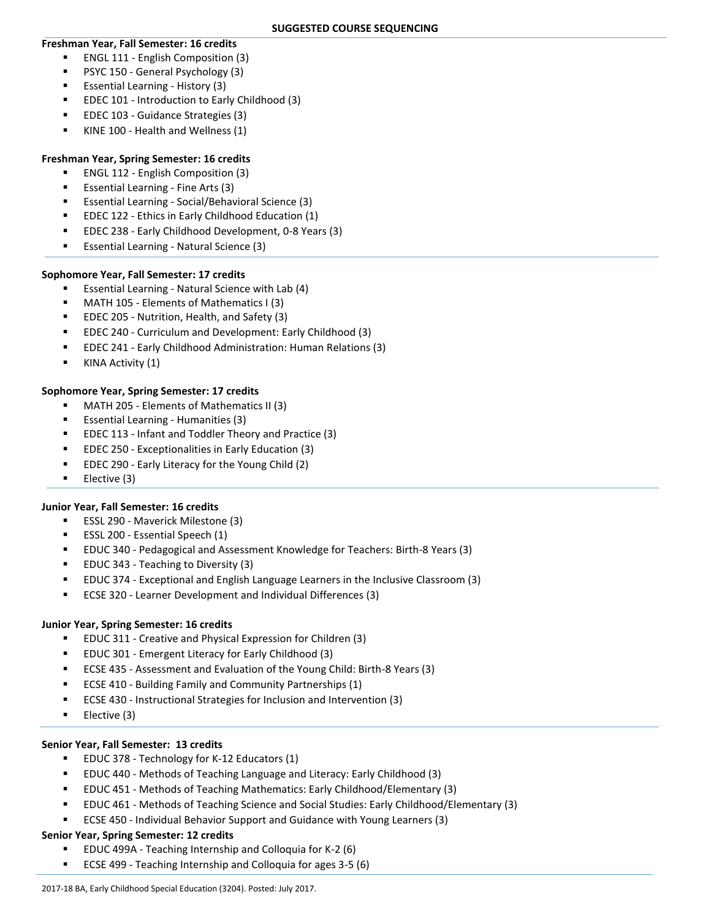## SUGGESTED COURSE SEQUENCING

**Freshman Year, Fall Semester: 16 credits**

- ENGL 111 - English Composition (3)
- PSYC 150 - General Psychology (3)
- Essential Learning - History (3)
- EDEC 101 - Introduction to Early Childhood (3)
- EDEC 103 - Guidance Strategies (3)
- KINE 100 - Health and Wellness (1)

**Freshman Year, Spring Semester: 16 credits**

- ENGL 112 - English Composition (3)
- Essential Learning - Fine Arts (3)
- Essential Learning - Social/Behavioral Science (3)
- EDEC 122 - Ethics in Early Childhood Education (1)
- EDEC 238 - Early Childhood Development, 0-8 Years (3)
- Essential Learning - Natural Science (3)

**Sophomore Year, Fall Semester: 17 credits**

- Essential Learning - Natural Science with Lab (4)
- MATH 105 - Elements of Mathematics I (3)
- EDEC 205 - Nutrition, Health, and Safety (3)
- EDEC 240 - Curriculum and Development: Early Childhood (3)
- EDEC 241 - Early Childhood Administration: Human Relations (3)
- KINA Activity (1)

**Sophomore Year, Spring Semester: 17 credits**

- MATH 205 - Elements of Mathematics II (3)
- Essential Learning - Humanities (3)
- EDEC 113 - Infant and Toddler Theory and Practice (3)
- EDEC 250 - Exceptionalities in Early Education (3)
- EDEC 290 - Early Literacy for the Young Child (2)
- Elective (3)

**Junior Year, Fall Semester: 16 credits**

- ESSL 290 - Maverick Milestone (3)
- ESSL 200 - Essential Speech (1)
- EDUC 340 - Pedagogical and Assessment Knowledge for Teachers: Birth-8 Years (3)
- EDUC 343 - Teaching to Diversity (3)
- EDUC 374 - Exceptional and English Language Learners in the Inclusive Classroom (3)
- ECSE 320 - Learner Development and Individual Differences (3)

**Junior Year, Spring Semester: 16 credits**

- EDUC 311 - Creative and Physical Expression for Children (3)
- EDUC 301 - Emergent Literacy for Early Childhood (3)
- ECSE 435 - Assessment and Evaluation of the Young Child: Birth-8 Years (3)
- ECSE 410 - Building Family and Community Partnerships (1)
- ECSE 430 - Instructional Strategies for Inclusion and Intervention (3)
- Elective (3)

**Senior Year, Fall Semester: 13 credits**

- EDUC 378 - Technology for K-12 Educators (1)
- EDUC 440 - Methods of Teaching Language and Literacy: Early Childhood (3)
- EDUC 451 - Methods of Teaching Mathematics: Early Childhood/Elementary (3)
- EDUC 461 - Methods of Teaching Science and Social Studies: Early Childhood/Elementary (3)
- ECSE 450 - Individual Behavior Support and Guidance with Young Learners (3)

**Senior Year, Spring Semester: 12 credits**

- EDUC 499A - Teaching Internship and Colloquia for K-2 (6)
- ECSE 499 - Teaching Internship and Colloquia for ages 3-5 (6)

2017-18 BA, Early Childhood Special Education (3204). Posted: July 2017.